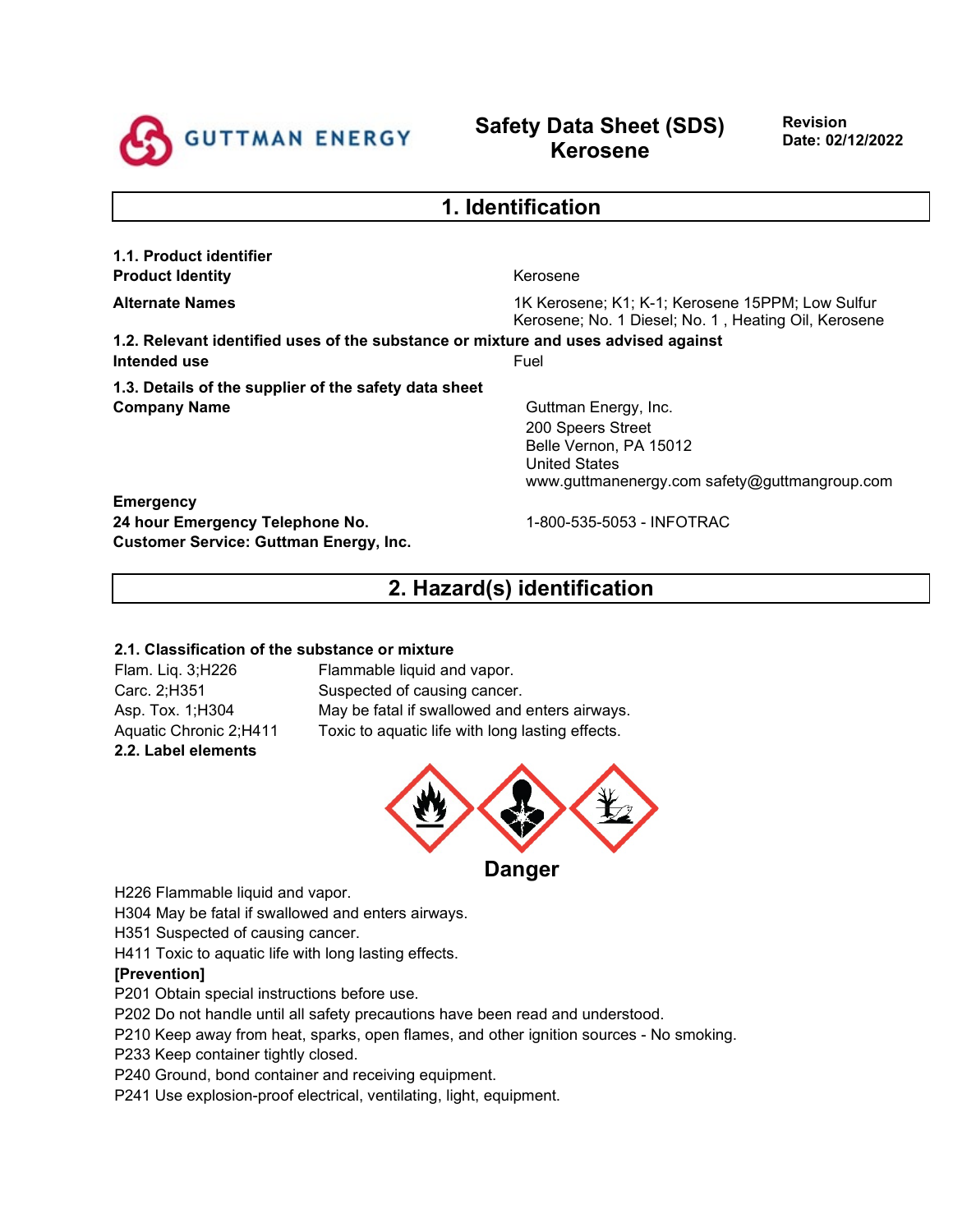GUTTMAN ENERGY

# Safety Data Sheet (SDS) Kerosene

**Revision Date: 02/12/2022**

## 1. Identification

**1.1. Product identifier**

| | |
|---|---|
| **Product Identity** | Kerosene |
| **Alternate Names** | 1K Kerosene; K1; K-1; Kerosene 15PPM; Low Sulfur Kerosene; No. 1 Diesel; No. 1 , Heating Oil, Kerosene |

**1.2. Relevant identified uses of the substance or mixture and uses advised against**

| | |
|---|---|
| **Intended use** | Fuel |

**1.3. Details of the supplier of the safety data sheet**

| | |
|---|---|
| **Company Name** | Guttman Energy, Inc.<br>200 Speers Street<br>Belle Vernon, PA 15012<br>United States<br>www.guttmanenergy.com safety@guttmangroup.com |

**Emergency**

| | |
|---|---|
| **24 hour Emergency Telephone No.** | 1-800-535-5053 - INFOTRAC |
| **Customer Service: Guttman Energy, Inc.** | |

## 2. Hazard(s) identification

**2.1. Classification of the substance or mixture**

| | |
|---|---|
| Flam. Liq. 3;H226 | Flammable liquid and vapor. |
| Carc. 2;H351 | Suspected of causing cancer. |
| Asp. Tox. 1;H304 | May be fatal if swallowed and enters airways. |
| Aquatic Chronic 2;H411 | Toxic to aquatic life with long lasting effects. |

**2.2. Label elements**

**Danger**

H226 Flammable liquid and vapor.
H304 May be fatal if swallowed and enters airways.
H351 Suspected of causing cancer.
H411 Toxic to aquatic life with long lasting effects.

**[Prevention]**

P201 Obtain special instructions before use.
P202 Do not handle until all safety precautions have been read and understood.
P210 Keep away from heat, sparks, open flames, and other ignition sources - No smoking.
P233 Keep container tightly closed.
P240 Ground, bond container and receiving equipment.
P241 Use explosion-proof electrical, ventilating, light, equipment.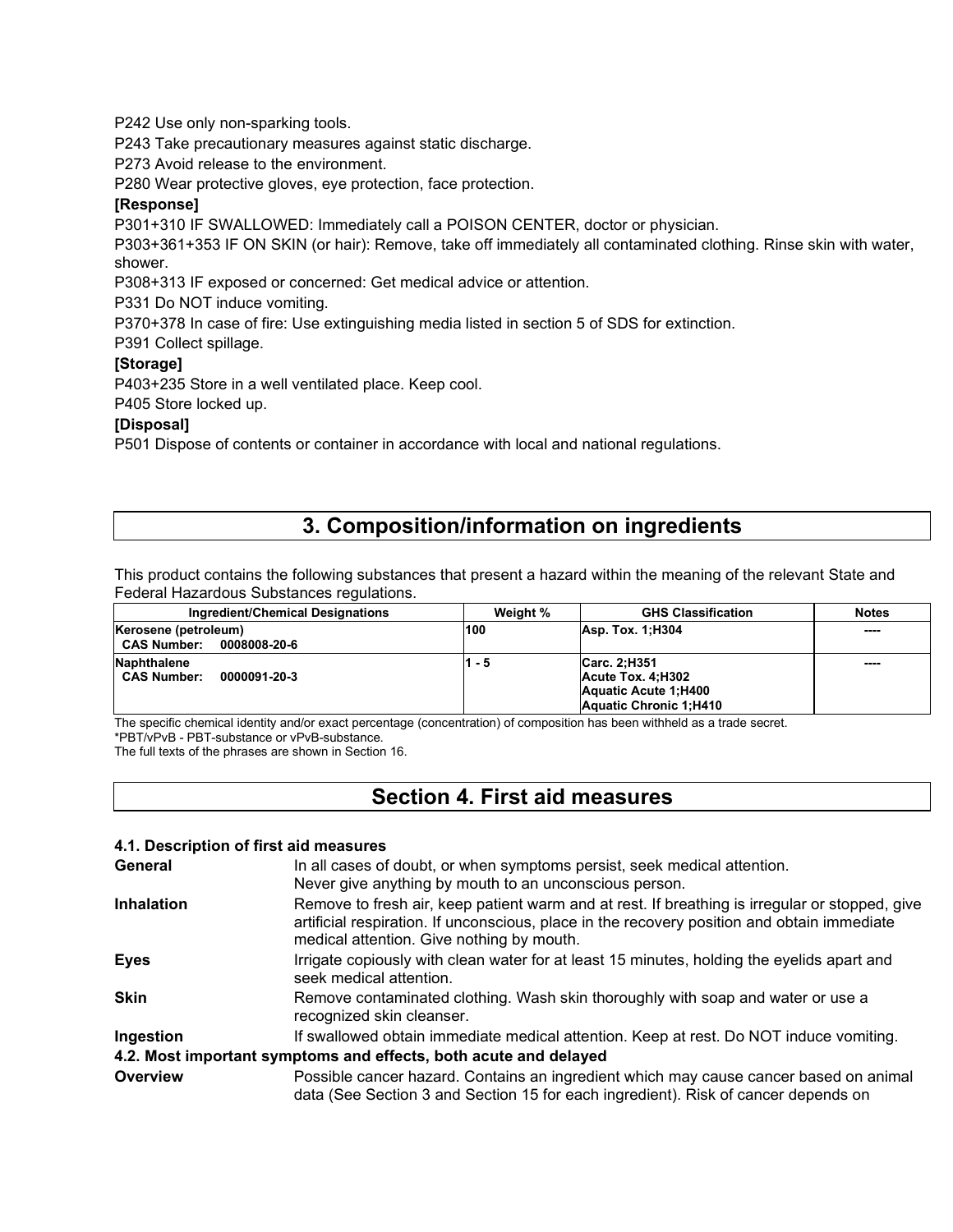P242 Use only non-sparking tools.

P243 Take precautionary measures against static discharge.

P273 Avoid release to the environment.

P280 Wear protective gloves, eye protection, face protection.

**[Response]**

P301+310 IF SWALLOWED: Immediately call a POISON CENTER, doctor or physician.

P303+361+353 IF ON SKIN (or hair): Remove, take off immediately all contaminated clothing. Rinse skin with water, shower.

P308+313 IF exposed or concerned: Get medical advice or attention.

P331 Do NOT induce vomiting.

P370+378 In case of fire: Use extinguishing media listed in section 5 of SDS for extinction.

P391 Collect spillage.

**[Storage]**

P403+235 Store in a well ventilated place. Keep cool.

P405 Store locked up.

**[Disposal]**

P501 Dispose of contents or container in accordance with local and national regulations.

# 3. Composition/information on ingredients

This product contains the following substances that present a hazard within the meaning of the relevant State and Federal Hazardous Substances regulations.

| Ingredient/Chemical Designations | Weight % | GHS Classification | Notes |
|---|---|---|---|
| **Kerosene (petroleum)**<br>**CAS Number: 0008008-20-6** | **100** | **Asp. Tox. 1;H304** | ---- |
| **Naphthalene**<br>**CAS Number: 0000091-20-3** | **1 - 5** | **Carc. 2;H351**<br>**Acute Tox. 4;H302**<br>**Aquatic Acute 1;H400**<br>**Aquatic Chronic 1;H410** | ---- |

The specific chemical identity and/or exact percentage (concentration) of composition has been withheld as a trade secret.

*PBT/vPvB - PBT-substance or vPvB-substance.

The full texts of the phrases are shown in Section 16.

# Section 4. First aid measures

### 4.1. Description of first aid measures

**General** In all cases of doubt, or when symptoms persist, seek medical attention. Never give anything by mouth to an unconscious person.

**Inhalation** Remove to fresh air, keep patient warm and at rest. If breathing is irregular or stopped, give artificial respiration. If unconscious, place in the recovery position and obtain immediate medical attention. Give nothing by mouth.

**Eyes** Irrigate copiously with clean water for at least 15 minutes, holding the eyelids apart and seek medical attention.

**Skin** Remove contaminated clothing. Wash skin thoroughly with soap and water or use a recognized skin cleanser.

**Ingestion** If swallowed obtain immediate medical attention. Keep at rest. Do NOT induce vomiting.

### 4.2. Most important symptoms and effects, both acute and delayed

**Overview** Possible cancer hazard. Contains an ingredient which may cause cancer based on animal data (See Section 3 and Section 15 for each ingredient). Risk of cancer depends on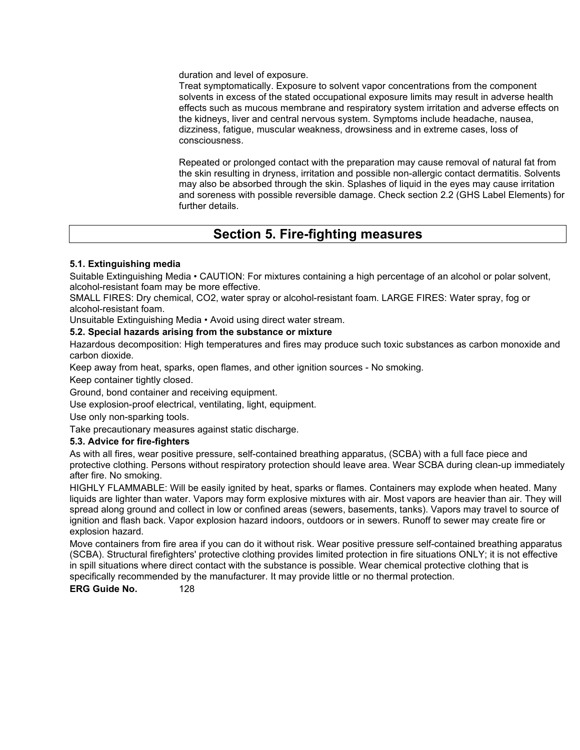duration and level of exposure.

Treat symptomatically. Exposure to solvent vapor concentrations from the component solvents in excess of the stated occupational exposure limits may result in adverse health effects such as mucous membrane and respiratory system irritation and adverse effects on the kidneys, liver and central nervous system. Symptoms include headache, nausea, dizziness, fatigue, muscular weakness, drowsiness and in extreme cases, loss of consciousness.

Repeated or prolonged contact with the preparation may cause removal of natural fat from the skin resulting in dryness, irritation and possible non-allergic contact dermatitis. Solvents may also be absorbed through the skin. Splashes of liquid in the eyes may cause irritation and soreness with possible reversible damage. Check section 2.2 (GHS Label Elements) for further details.

## Section 5. Fire-fighting measures

**5.1. Extinguishing media**

Suitable Extinguishing Media • CAUTION: For mixtures containing a high percentage of an alcohol or polar solvent, alcohol-resistant foam may be more effective.

SMALL FIRES: Dry chemical, CO2, water spray or alcohol-resistant foam. LARGE FIRES: Water spray, fog or alcohol-resistant foam.

Unsuitable Extinguishing Media • Avoid using direct water stream.

**5.2. Special hazards arising from the substance or mixture**

Hazardous decomposition: High temperatures and fires may produce such toxic substances as carbon monoxide and carbon dioxide.

Keep away from heat, sparks, open flames, and other ignition sources - No smoking.

Keep container tightly closed.

Ground, bond container and receiving equipment.

Use explosion-proof electrical, ventilating, light, equipment.

Use only non-sparking tools.

Take precautionary measures against static discharge.

**5.3. Advice for fire-fighters**

As with all fires, wear positive pressure, self-contained breathing apparatus, (SCBA) with a full face piece and protective clothing. Persons without respiratory protection should leave area. Wear SCBA during clean-up immediately after fire. No smoking.

HIGHLY FLAMMABLE: Will be easily ignited by heat, sparks or flames. Containers may explode when heated. Many liquids are lighter than water. Vapors may form explosive mixtures with air. Most vapors are heavier than air. They will spread along ground and collect in low or confined areas (sewers, basements, tanks). Vapors may travel to source of ignition and flash back. Vapor explosion hazard indoors, outdoors or in sewers. Runoff to sewer may create fire or explosion hazard.

Move containers from fire area if you can do it without risk. Wear positive pressure self-contained breathing apparatus (SCBA). Structural firefighters' protective clothing provides limited protection in fire situations ONLY; it is not effective in spill situations where direct contact with the substance is possible. Wear chemical protective clothing that is specifically recommended by the manufacturer. It may provide little or no thermal protection.

**ERG Guide No.** 128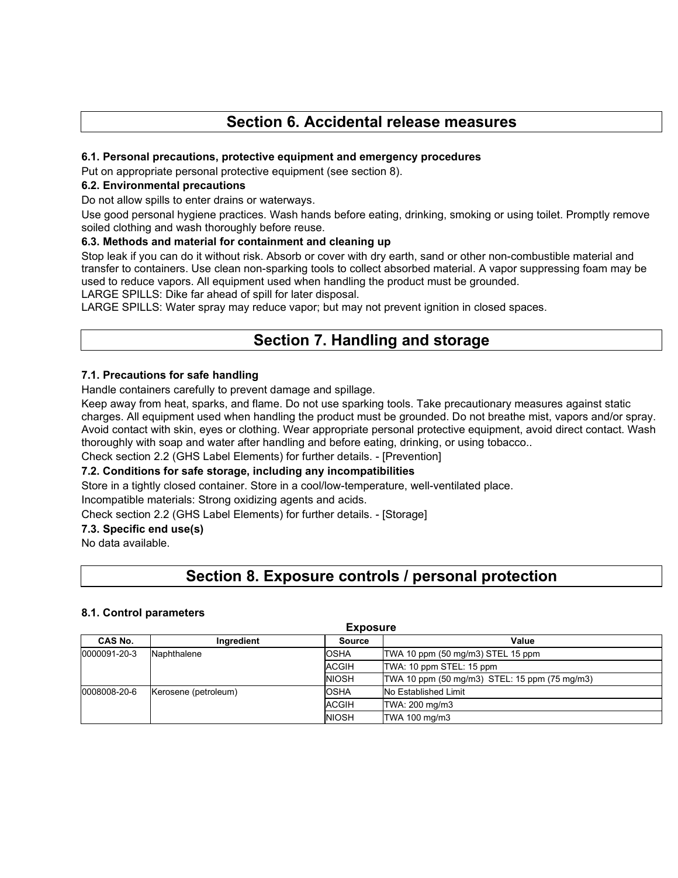# Section 6. Accidental release measures

### 6.1. Personal precautions, protective equipment and emergency procedures

Put on appropriate personal protective equipment (see section 8).

### 6.2. Environmental precautions

Do not allow spills to enter drains or waterways.

Use good personal hygiene practices. Wash hands before eating, drinking, smoking or using toilet. Promptly remove soiled clothing and wash thoroughly before reuse.

### 6.3. Methods and material for containment and cleaning up

Stop leak if you can do it without risk. Absorb or cover with dry earth, sand or other non-combustible material and transfer to containers. Use clean non-sparking tools to collect absorbed material. A vapor suppressing foam may be used to reduce vapors. All equipment used when handling the product must be grounded.

LARGE SPILLS: Dike far ahead of spill for later disposal.

LARGE SPILLS: Water spray may reduce vapor; but may not prevent ignition in closed spaces.

# Section 7. Handling and storage

### 7.1. Precautions for safe handling

Handle containers carefully to prevent damage and spillage.

Keep away from heat, sparks, and flame. Do not use sparking tools. Take precautionary measures against static charges. All equipment used when handling the product must be grounded. Do not breathe mist, vapors and/or spray. Avoid contact with skin, eyes or clothing. Wear appropriate personal protective equipment, avoid direct contact. Wash thoroughly with soap and water after handling and before eating, drinking, or using tobacco..

Check section 2.2 (GHS Label Elements) for further details. - [Prevention]

### 7.2. Conditions for safe storage, including any incompatibilities

Store in a tightly closed container. Store in a cool/low-temperature, well-ventilated place.

Incompatible materials: Strong oxidizing agents and acids.

Check section 2.2 (GHS Label Elements) for further details. - [Storage]

### 7.3. Specific end use(s)

No data available.

# Section 8. Exposure controls / personal protection

### 8.1. Control parameters

**Exposure**

| CAS No. | Ingredient | Source | Value |
|---|---|---|---|
| 0000091-20-3 | Naphthalene | OSHA | TWA 10 ppm (50 mg/m3) STEL 15 ppm |
| | | ACGIH | TWA: 10 ppm STEL: 15 ppm |
| | | NIOSH | TWA 10 ppm (50 mg/m3) STEL: 15 ppm (75 mg/m3) |
| 0008008-20-6 | Kerosene (petroleum) | OSHA | No Established Limit |
| | | ACGIH | TWA: 200 mg/m3 |
| | | NIOSH | TWA 100 mg/m3 |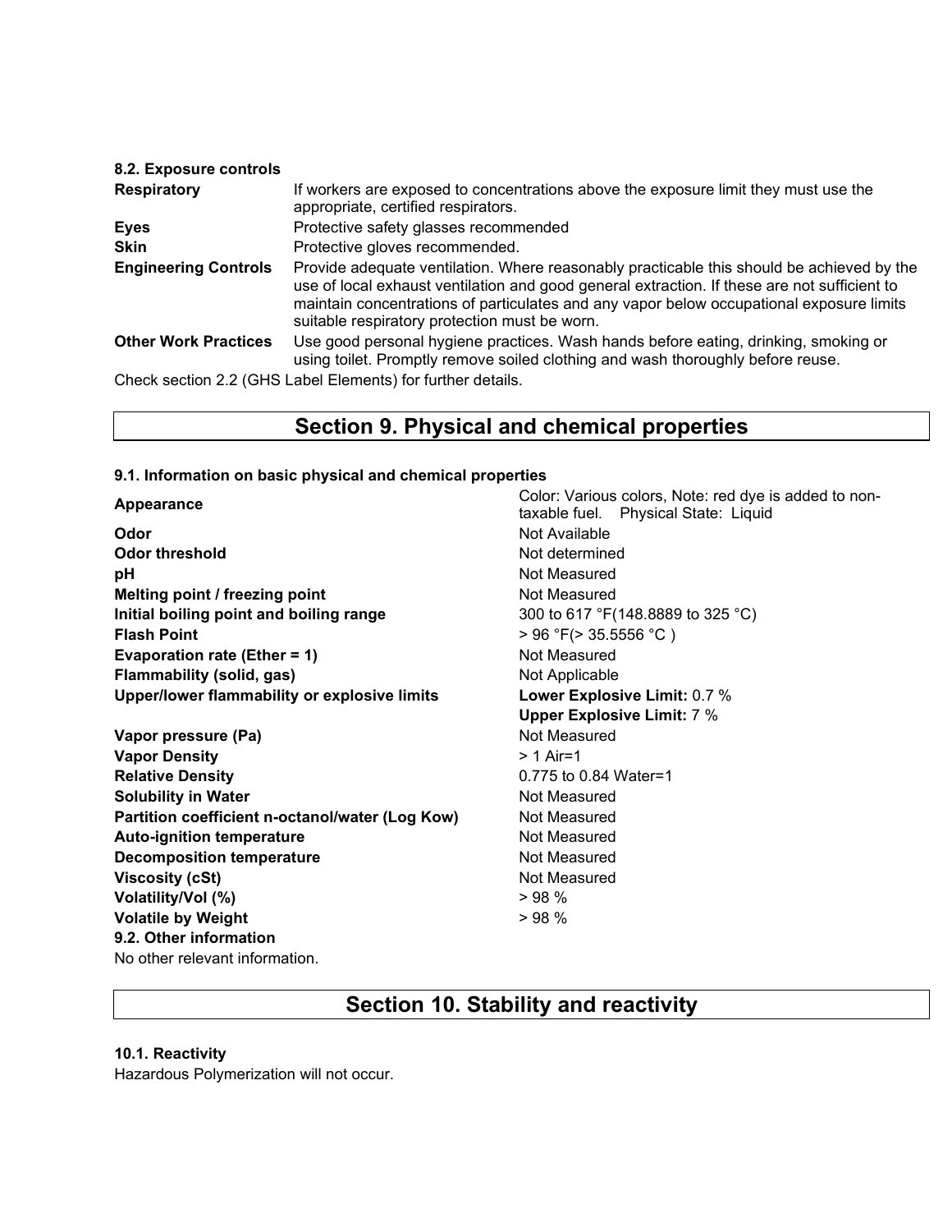### 8.2. Exposure controls

| | |
|---|---|
| **Respiratory** | If workers are exposed to concentrations above the exposure limit they must use the appropriate, certified respirators. |
| **Eyes** | Protective safety glasses recommended |
| **Skin** | Protective gloves recommended. |
| **Engineering Controls** | Provide adequate ventilation. Where reasonably practicable this should be achieved by the use of local exhaust ventilation and good general extraction. If these are not sufficient to maintain concentrations of particulates and any vapor below occupational exposure limits suitable respiratory protection must be worn. |
| **Other Work Practices** | Use good personal hygiene practices. Wash hands before eating, drinking, smoking or using toilet. Promptly remove soiled clothing and wash thoroughly before reuse. |

Check section 2.2 (GHS Label Elements) for further details.

## Section 9. Physical and chemical properties

### 9.1. Information on basic physical and chemical properties

| | |
|---|---|
| **Appearance** | Color: Various colors, Note: red dye is added to non-taxable fuel. Physical State: Liquid |
| **Odor** | Not Available |
| **Odor threshold** | Not determined |
| **pH** | Not Measured |
| **Melting point / freezing point** | Not Measured |
| **Initial boiling point and boiling range** | 300 to 617 °F(148.8889 to 325 °C) |
| **Flash Point** | > 96 °F(> 35.5556 °C ) |
| **Evaporation rate (Ether = 1)** | Not Measured |
| **Flammability (solid, gas)** | Not Applicable |
| **Upper/lower flammability or explosive limits** | **Lower Explosive Limit:** 0.7 %<br>**Upper Explosive Limit:** 7 % |
| **Vapor pressure (Pa)** | Not Measured |
| **Vapor Density** | > 1 Air=1 |
| **Relative Density** | 0.775 to 0.84 Water=1 |
| **Solubility in Water** | Not Measured |
| **Partition coefficient n-octanol/water (Log Kow)** | Not Measured |
| **Auto-ignition temperature** | Not Measured |
| **Decomposition temperature** | Not Measured |
| **Viscosity (cSt)** | Not Measured |
| **Volatility/Vol (%)** | > 98 % |
| **Volatile by Weight** | > 98 % |

### 9.2. Other information

No other relevant information.

## Section 10. Stability and reactivity

### 10.1. Reactivity

Hazardous Polymerization will not occur.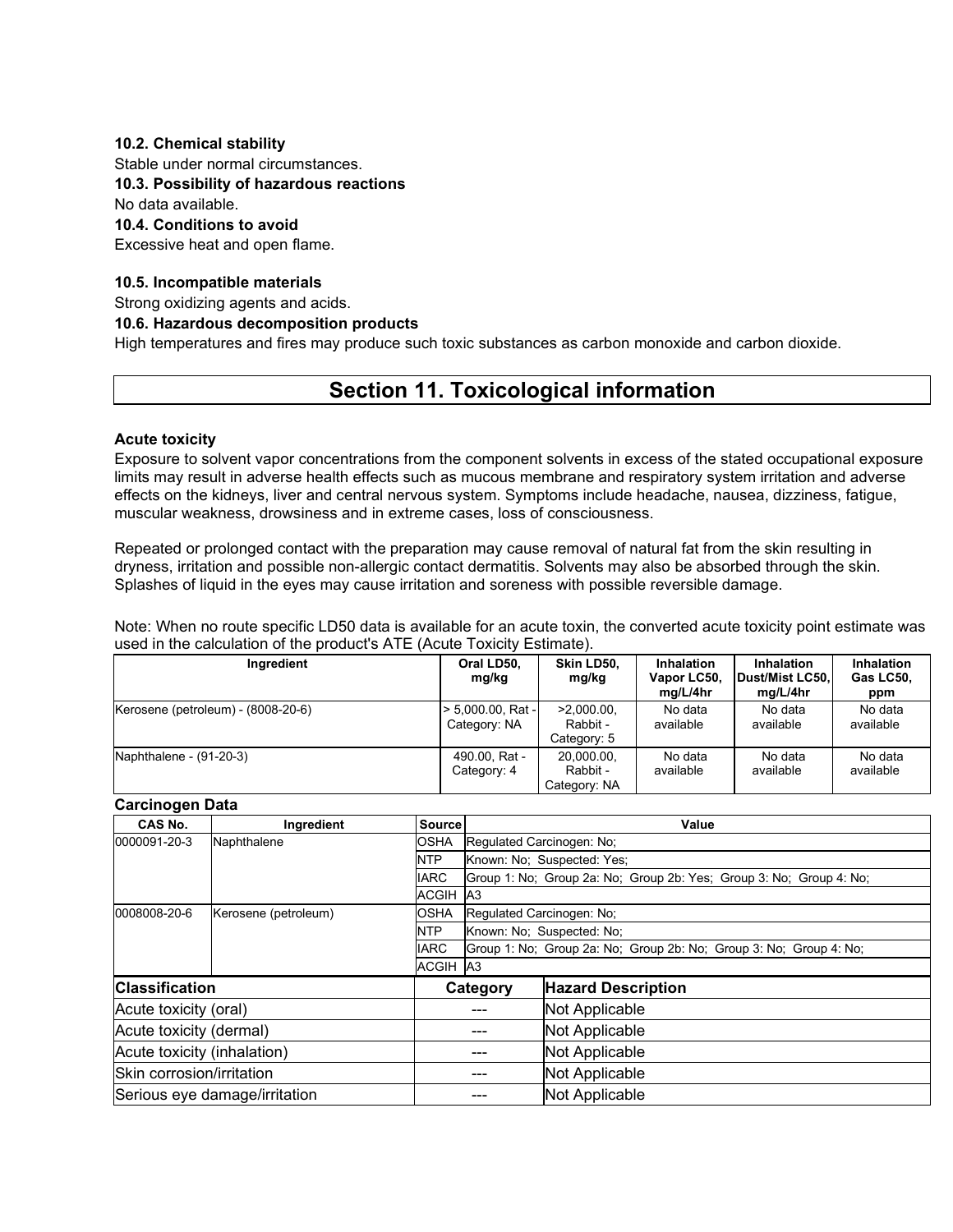**10.2. Chemical stability**

Stable under normal circumstances.

**10.3. Possibility of hazardous reactions**

No data available.

**10.4. Conditions to avoid**

Excessive heat and open flame.

**10.5. Incompatible materials**

Strong oxidizing agents and acids.

**10.6. Hazardous decomposition products**

High temperatures and fires may produce such toxic substances as carbon monoxide and carbon dioxide.

# Section 11. Toxicological information

**Acute toxicity**

Exposure to solvent vapor concentrations from the component solvents in excess of the stated occupational exposure limits may result in adverse health effects such as mucous membrane and respiratory system irritation and adverse effects on the kidneys, liver and central nervous system. Symptoms include headache, nausea, dizziness, fatigue, muscular weakness, drowsiness and in extreme cases, loss of consciousness.

Repeated or prolonged contact with the preparation may cause removal of natural fat from the skin resulting in dryness, irritation and possible non-allergic contact dermatitis. Solvents may also be absorbed through the skin. Splashes of liquid in the eyes may cause irritation and soreness with possible reversible damage.

Note: When no route specific LD50 data is available for an acute toxin, the converted acute toxicity point estimate was used in the calculation of the product's ATE (Acute Toxicity Estimate).

| Ingredient | Oral LD50, mg/kg | Skin LD50, mg/kg | Inhalation Vapor LC50, mg/L/4hr | Inhalation Dust/Mist LC50, mg/L/4hr | Inhalation Gas LC50, ppm |
|---|---|---|---|---|---|
| Kerosene (petroleum) - (8008-20-6) | > 5,000.00, Rat - Category: NA | >2,000.00, Rabbit - Category: 5 | No data available | No data available | No data available |
| Naphthalene - (91-20-3) | 490.00, Rat - Category: 4 | 20,000.00, Rabbit - Category: NA | No data available | No data available | No data available |

**Carcinogen Data**

| CAS No. | Ingredient | Source | Value |
|---|---|---|---|
| 0000091-20-3 | Naphthalene | OSHA | Regulated Carcinogen: No; |
| | | NTP | Known: No; Suspected: Yes; |
| | | IARC | Group 1: No; Group 2a: No; Group 2b: Yes; Group 3: No; Group 4: No; |
| | | ACGIH | A3 |
| 0008008-20-6 | Kerosene (petroleum) | OSHA | Regulated Carcinogen: No; |
| | | NTP | Known: No; Suspected: No; |
| | | IARC | Group 1: No; Group 2a: No; Group 2b: No; Group 3: No; Group 4: No; |
| | | ACGIH | A3 |

| Classification | Category | Hazard Description |
|---|---|---|
| Acute toxicity (oral) | --- | Not Applicable |
| Acute toxicity (dermal) | --- | Not Applicable |
| Acute toxicity (inhalation) | --- | Not Applicable |
| Skin corrosion/irritation | --- | Not Applicable |
| Serious eye damage/irritation | --- | Not Applicable |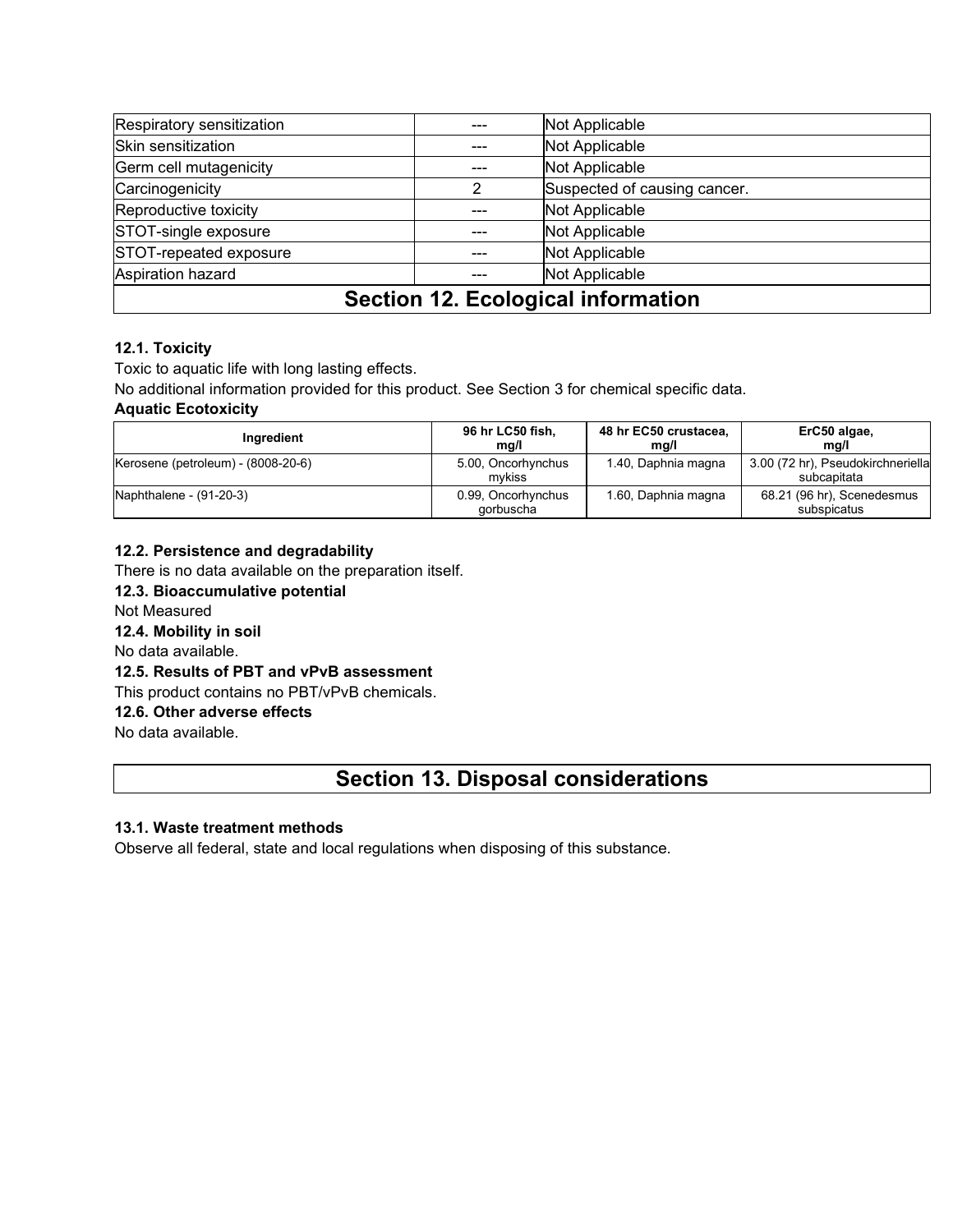| Respiratory sensitization | --- | Not Applicable |
|---|---|---|
| Skin sensitization | --- | Not Applicable |
| Germ cell mutagenicity | --- | Not Applicable |
| Carcinogenicity | 2 | Suspected of causing cancer. |
| Reproductive toxicity | --- | Not Applicable |
| STOT-single exposure | --- | Not Applicable |
| STOT-repeated exposure | --- | Not Applicable |
| Aspiration hazard | --- | Not Applicable |

# Section 12. Ecological information

**12.1. Toxicity**

Toxic to aquatic life with long lasting effects.

No additional information provided for this product. See Section 3 for chemical specific data.

**Aquatic Ecotoxicity**

| Ingredient | 96 hr LC50 fish, mg/l | 48 hr EC50 crustacea, mg/l | ErC50 algae, mg/l |
|---|---|---|---|
| Kerosene (petroleum) - (8008-20-6) | 5.00, Oncorhynchus mykiss | 1.40, Daphnia magna | 3.00 (72 hr), Pseudokirchneriella subcapitata |
| Naphthalene - (91-20-3) | 0.99, Oncorhynchus gorbuscha | 1.60, Daphnia magna | 68.21 (96 hr), Scenedesmus subspicatus |

**12.2. Persistence and degradability**

There is no data available on the preparation itself.

**12.3. Bioaccumulative potential**

Not Measured

**12.4. Mobility in soil**

No data available.

**12.5. Results of PBT and vPvB assessment**

This product contains no PBT/vPvB chemicals.

**12.6. Other adverse effects**

No data available.

# Section 13. Disposal considerations

**13.1. Waste treatment methods**

Observe all federal, state and local regulations when disposing of this substance.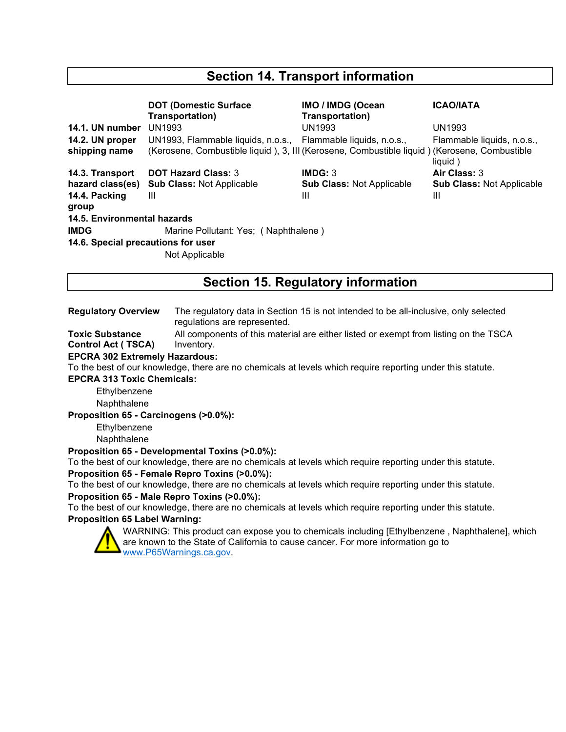## Section 14. Transport information

| | DOT (Domestic Surface Transportation) | IMO / IMDG (Ocean Transportation) | ICAO/IATA |
|---|---|---|---|
| **14.1. UN number** | UN1993 | UN1993 | UN1993 |
| **14.2. UN proper shipping name** | UN1993, Flammable liquids, n.o.s., (Kerosene, Combustible liquid ), 3, III | Flammable liquids, n.o.s., (Kerosene, Combustible liquid ) | Flammable liquids, n.o.s., (Kerosene, Combustible liquid ) |
| **14.3. Transport hazard class(es)** | **DOT Hazard Class:** 3<br>**Sub Class:** Not Applicable | **IMDG:** 3<br>**Sub Class:** Not Applicable | **Air Class:** 3<br>**Sub Class:** Not Applicable |
| **14.4. Packing group** | III | III | III |

**14.5. Environmental hazards**

**IMDG** Marine Pollutant: Yes; ( Naphthalene )

**14.6. Special precautions for user**

Not Applicable

## Section 15. Regulatory information

**Regulatory Overview** The regulatory data in Section 15 is not intended to be all-inclusive, only selected regulations are represented.

**Toxic Substance Control Act ( TSCA)** All components of this material are either listed or exempt from listing on the TSCA Inventory.

**EPCRA 302 Extremely Hazardous:**
To the best of our knowledge, there are no chemicals at levels which require reporting under this statute.

**EPCRA 313 Toxic Chemicals:**

Ethylbenzene
Naphthalene

**Proposition 65 - Carcinogens (>0.0%):**

Ethylbenzene
Naphthalene

**Proposition 65 - Developmental Toxins (>0.0%):**
To the best of our knowledge, there are no chemicals at levels which require reporting under this statute.

**Proposition 65 - Female Repro Toxins (>0.0%):**
To the best of our knowledge, there are no chemicals at levels which require reporting under this statute.

**Proposition 65 - Male Repro Toxins (>0.0%):**
To the best of our knowledge, there are no chemicals at levels which require reporting under this statute.

**Proposition 65 Label Warning:**

WARNING: This product can expose you to chemicals including [Ethylbenzene , Naphthalene], which are known to the State of California to cause cancer. For more information go to www.P65Warnings.ca.gov.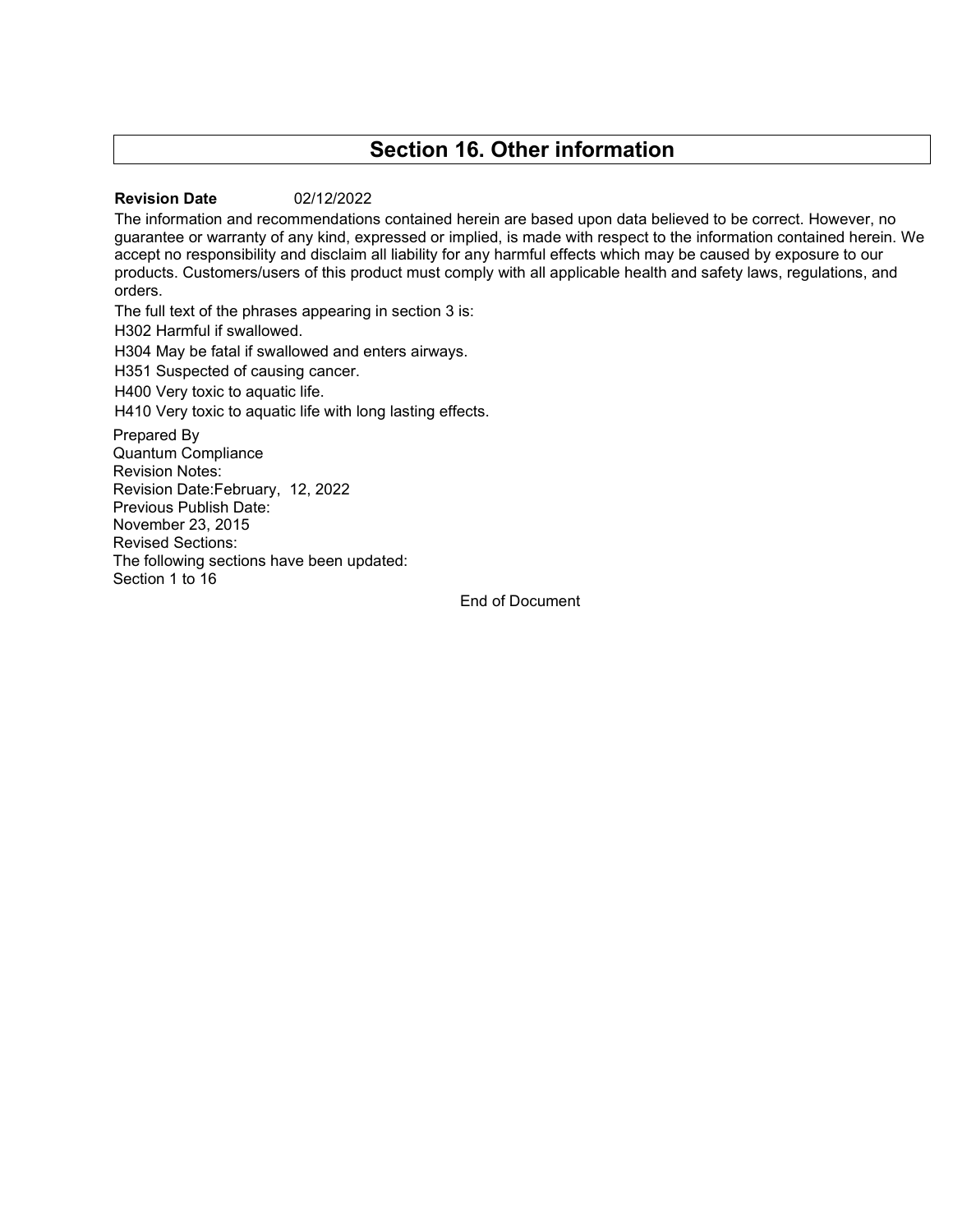## Section 16. Other information

**Revision Date** 02/12/2022

The information and recommendations contained herein are based upon data believed to be correct. However, no guarantee or warranty of any kind, expressed or implied, is made with respect to the information contained herein. We accept no responsibility and disclaim all liability for any harmful effects which may be caused by exposure to our products. Customers/users of this product must comply with all applicable health and safety laws, regulations, and orders.

The full text of the phrases appearing in section 3 is:

H302 Harmful if swallowed.

H304 May be fatal if swallowed and enters airways.

H351 Suspected of causing cancer.

H400 Very toxic to aquatic life.

H410 Very toxic to aquatic life with long lasting effects.

Prepared By
Quantum Compliance
Revision Notes:
Revision Date:February, 12, 2022
Previous Publish Date:
November 23, 2015
Revised Sections:
The following sections have been updated:
Section 1 to 16

End of Document